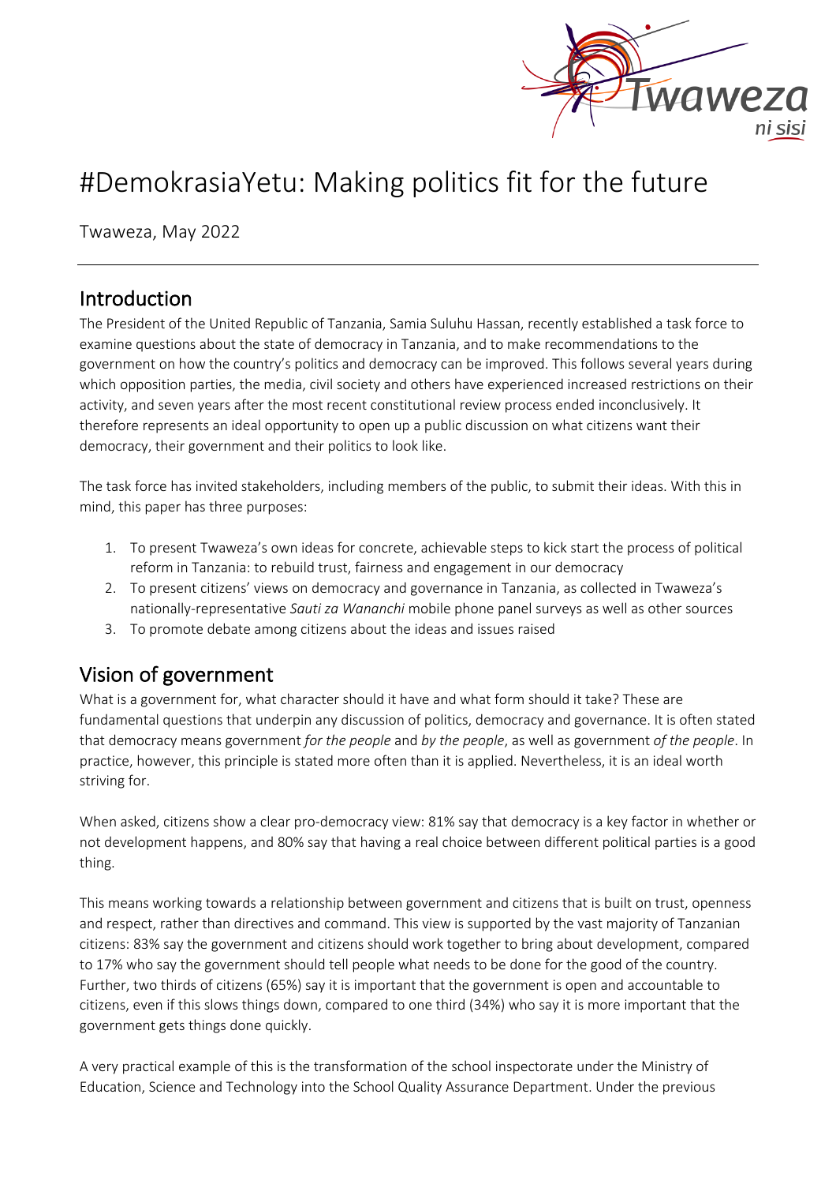# #DemokrasiaYetu: Making politics fit for the future

Twaweza, May 2022

## Introduction

The President of the United Republic of Tanzania, Samia Suluhu Hassan, recently established a task force to examine questions about the state of democracy in Tanzania, and to make recommendations to the government on how the country's politics and democracy can be improved. This follows several years during which opposition parties, the media, civil society and others have experienced increased restrictions on their activity, and seven years after the most recent constitutional review process ended inconclusively. It therefore represents an ideal opportunity to open up a public discussion on what citizens want their democracy, their government and their politics to look like.

The task force has invited stakeholders, including members of the public, to submit their ideas. With this in mind, this paper has three purposes:

1. To present Twaweza's own ideas for concrete, achievable steps to kick start the process of political reform in Tanzania: to rebuild trust, fairness and engagement in our democracy
2. To present citizens' views on democracy and governance in Tanzania, as collected in Twaweza's nationally-representative *Sauti za Wananchi* mobile phone panel surveys as well as other sources
3. To promote debate among citizens about the ideas and issues raised

## Vision of government

What is a government for, what character should it have and what form should it take? These are fundamental questions that underpin any discussion of politics, democracy and governance. It is often stated that democracy means government *for the people* and *by the people*, as well as government *of the people*. In practice, however, this principle is stated more often than it is applied. Nevertheless, it is an ideal worth striving for.

When asked, citizens show a clear pro-democracy view: 81% say that democracy is a key factor in whether or not development happens, and 80% say that having a real choice between different political parties is a good thing.

This means working towards a relationship between government and citizens that is built on trust, openness and respect, rather than directives and command. This view is supported by the vast majority of Tanzanian citizens: 83% say the government and citizens should work together to bring about development, compared to 17% who say the government should tell people what needs to be done for the good of the country. Further, two thirds of citizens (65%) say it is important that the government is open and accountable to citizens, even if this slows things down, compared to one third (34%) who say it is more important that the government gets things done quickly.

A very practical example of this is the transformation of the school inspectorate under the Ministry of Education, Science and Technology into the School Quality Assurance Department. Under the previous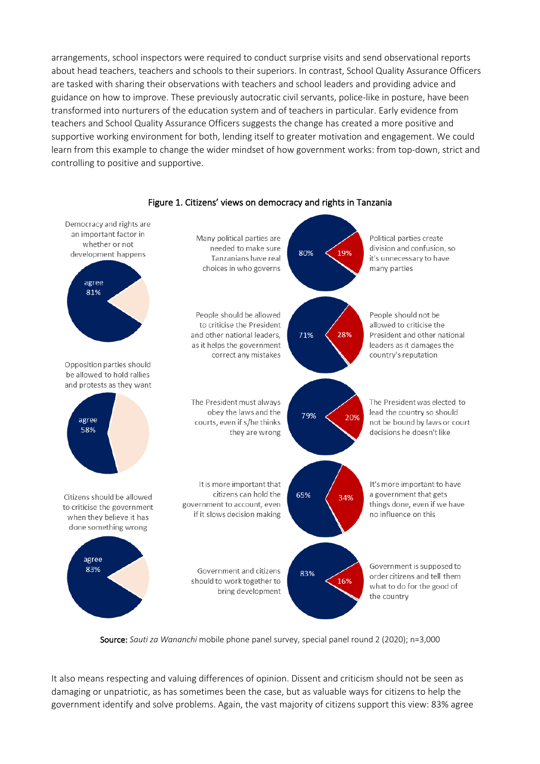arrangements, school inspectors were required to conduct surprise visits and send observational reports about head teachers, teachers and schools to their superiors. In contrast, School Quality Assurance Officers are tasked with sharing their observations with teachers and school leaders and providing advice and guidance on how to improve. These previously autocratic civil servants, police-like in posture, have been transformed into nurturers of the education system and of teachers in particular. Early evidence from teachers and School Quality Assurance Officers suggests the change has created a more positive and supportive working environment for both, lending itself to greater motivation and engagement. We could learn from this example to change the wider mindset of how government works: from top-down, strict and controlling to positive and supportive.

Figure 1. Citizens' views on democracy and rights in Tanzania

| Statement | Agree |
|---|---|
| Democracy and rights are an important factor in whether or not development happens | 81% |
| Opposition parties should be allowed to hold rallies and protests as they want | 58% |
| Citizens should be allowed to criticise the government when they believe it has done something wrong | 83% |

| Statement A | % A | % B | Statement B |
|---|---|---|---|
| Many political parties are needed to make sure Tanzanians have real choices in who governs | 80% | 19% | Political parties create division and confusion, so it's unnecessary to have many parties |
| People should be allowed to criticise the President and other national leaders, as it helps the government correct any mistakes | 71% | 28% | People should not be allowed to criticise the President and other national leaders as it damages the country's reputation |
| The President must always obey the laws and the courts, even if s/he thinks they are wrong | 79% | 20% | The President was elected to lead the country so should not be bound by laws or court decisions he doesn't like |
| It is more important that citizens can hold the government to account, even if it slows decision making | 65% | 34% | It's more important to have a government that gets things done, even if we have no influence on this |
| Government and citizens should to work together to bring development | 83% | 16% | Government is supposed to order citizens and tell them what to do for the good of the country |

**Source:** *Sauti za Wananchi* mobile phone panel survey, special panel round 2 (2020); n=3,000

It also means respecting and valuing differences of opinion. Dissent and criticism should not be seen as damaging or unpatriotic, as has sometimes been the case, but as valuable ways for citizens to help the government identify and solve problems. Again, the vast majority of citizens support this view: 83% agree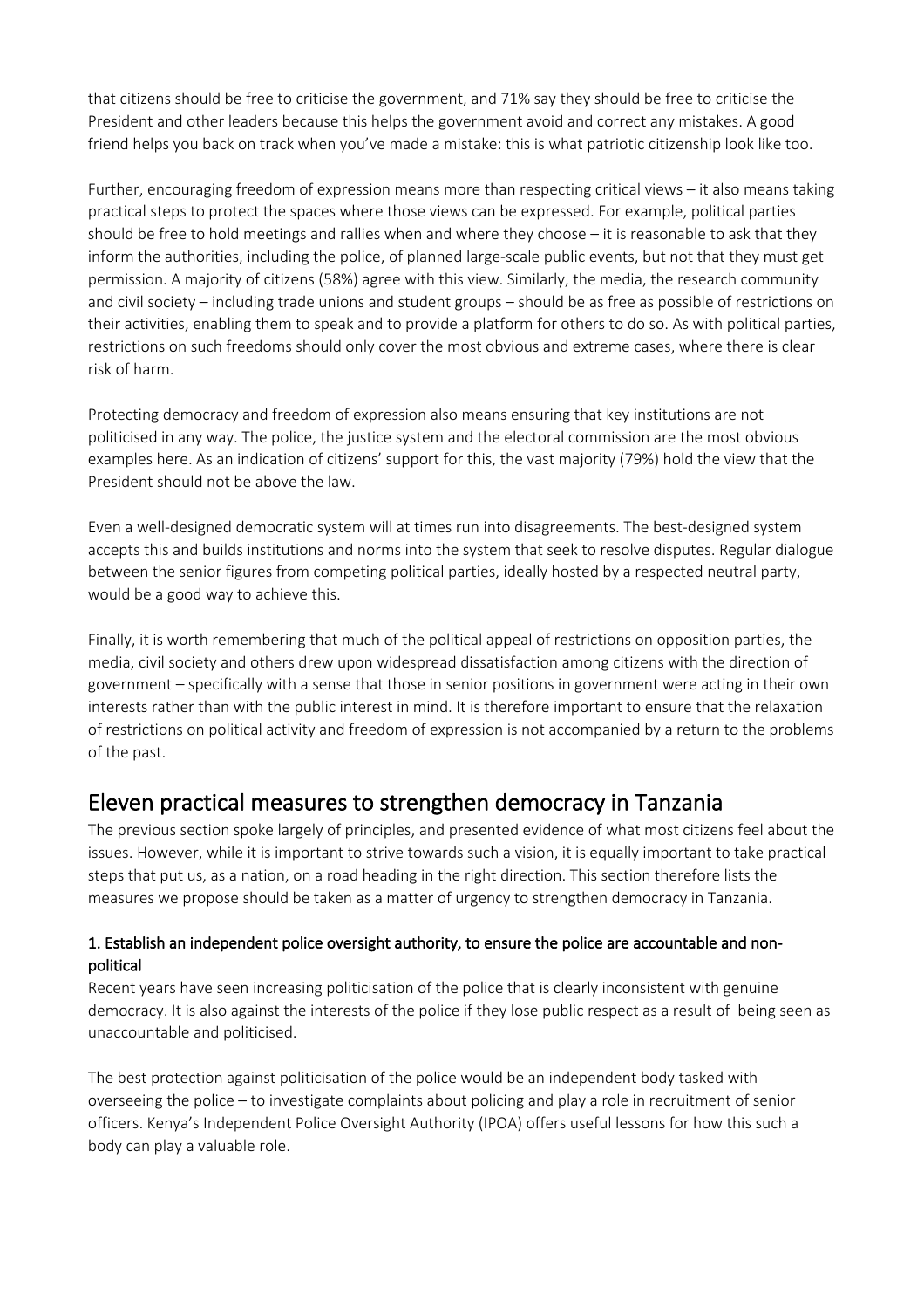that citizens should be free to criticise the government, and 71% say they should be free to criticise the President and other leaders because this helps the government avoid and correct any mistakes. A good friend helps you back on track when you've made a mistake: this is what patriotic citizenship look like too.

Further, encouraging freedom of expression means more than respecting critical views – it also means taking practical steps to protect the spaces where those views can be expressed. For example, political parties should be free to hold meetings and rallies when and where they choose – it is reasonable to ask that they inform the authorities, including the police, of planned large-scale public events, but not that they must get permission. A majority of citizens (58%) agree with this view. Similarly, the media, the research community and civil society – including trade unions and student groups – should be as free as possible of restrictions on their activities, enabling them to speak and to provide a platform for others to do so. As with political parties, restrictions on such freedoms should only cover the most obvious and extreme cases, where there is clear risk of harm.

Protecting democracy and freedom of expression also means ensuring that key institutions are not politicised in any way. The police, the justice system and the electoral commission are the most obvious examples here. As an indication of citizens' support for this, the vast majority (79%) hold the view that the President should not be above the law.

Even a well-designed democratic system will at times run into disagreements. The best-designed system accepts this and builds institutions and norms into the system that seek to resolve disputes. Regular dialogue between the senior figures from competing political parties, ideally hosted by a respected neutral party, would be a good way to achieve this.

Finally, it is worth remembering that much of the political appeal of restrictions on opposition parties, the media, civil society and others drew upon widespread dissatisfaction among citizens with the direction of government – specifically with a sense that those in senior positions in government were acting in their own interests rather than with the public interest in mind. It is therefore important to ensure that the relaxation of restrictions on political activity and freedom of expression is not accompanied by a return to the problems of the past.

## Eleven practical measures to strengthen democracy in Tanzania

The previous section spoke largely of principles, and presented evidence of what most citizens feel about the issues. However, while it is important to strive towards such a vision, it is equally important to take practical steps that put us, as a nation, on a road heading in the right direction. This section therefore lists the measures we propose should be taken as a matter of urgency to strengthen democracy in Tanzania.

### 1. Establish an independent police oversight authority, to ensure the police are accountable and non-political

Recent years have seen increasing politicisation of the police that is clearly inconsistent with genuine democracy. It is also against the interests of the police if they lose public respect as a result of being seen as unaccountable and politicised.

The best protection against politicisation of the police would be an independent body tasked with overseeing the police – to investigate complaints about policing and play a role in recruitment of senior officers. Kenya's Independent Police Oversight Authority (IPOA) offers useful lessons for how this such a body can play a valuable role.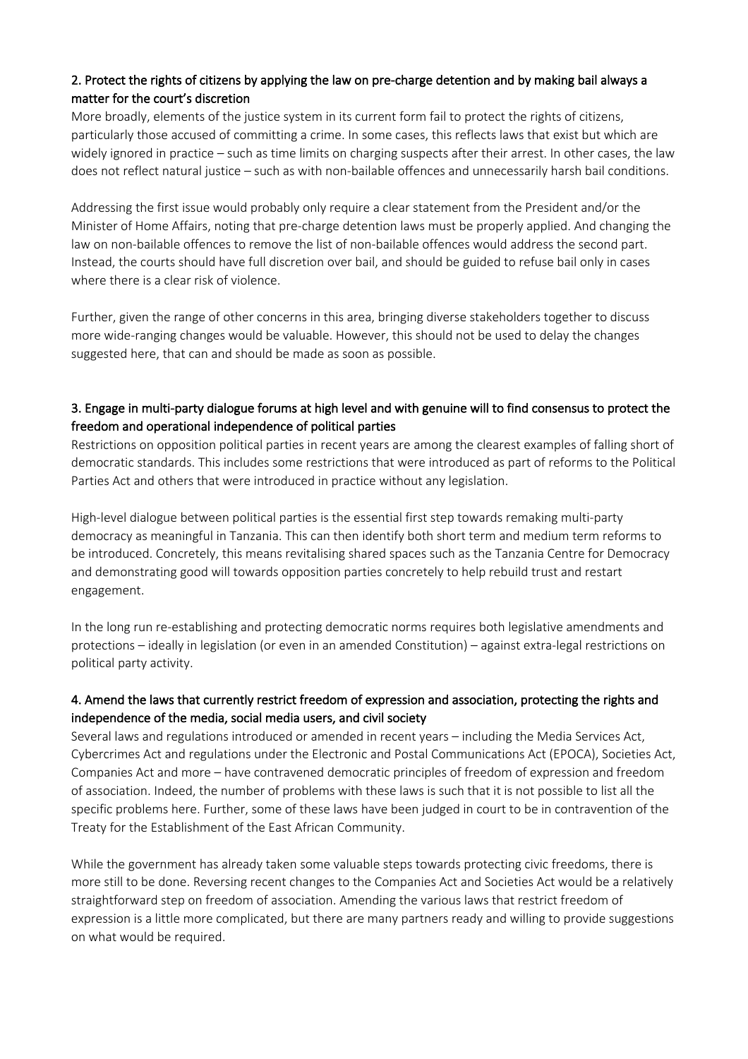### 2. Protect the rights of citizens by applying the law on pre-charge detention and by making bail always a matter for the court's discretion

More broadly, elements of the justice system in its current form fail to protect the rights of citizens, particularly those accused of committing a crime. In some cases, this reflects laws that exist but which are widely ignored in practice – such as time limits on charging suspects after their arrest. In other cases, the law does not reflect natural justice – such as with non-bailable offences and unnecessarily harsh bail conditions.

Addressing the first issue would probably only require a clear statement from the President and/or the Minister of Home Affairs, noting that pre-charge detention laws must be properly applied. And changing the law on non-bailable offences to remove the list of non-bailable offences would address the second part. Instead, the courts should have full discretion over bail, and should be guided to refuse bail only in cases where there is a clear risk of violence.

Further, given the range of other concerns in this area, bringing diverse stakeholders together to discuss more wide-ranging changes would be valuable. However, this should not be used to delay the changes suggested here, that can and should be made as soon as possible.

### 3. Engage in multi-party dialogue forums at high level and with genuine will to find consensus to protect the freedom and operational independence of political parties

Restrictions on opposition political parties in recent years are among the clearest examples of falling short of democratic standards. This includes some restrictions that were introduced as part of reforms to the Political Parties Act and others that were introduced in practice without any legislation.

High-level dialogue between political parties is the essential first step towards remaking multi-party democracy as meaningful in Tanzania. This can then identify both short term and medium term reforms to be introduced. Concretely, this means revitalising shared spaces such as the Tanzania Centre for Democracy and demonstrating good will towards opposition parties concretely to help rebuild trust and restart engagement.

In the long run re-establishing and protecting democratic norms requires both legislative amendments and protections – ideally in legislation (or even in an amended Constitution) – against extra-legal restrictions on political party activity.

### 4. Amend the laws that currently restrict freedom of expression and association, protecting the rights and independence of the media, social media users, and civil society

Several laws and regulations introduced or amended in recent years – including the Media Services Act, Cybercrimes Act and regulations under the Electronic and Postal Communications Act (EPOCA), Societies Act, Companies Act and more – have contravened democratic principles of freedom of expression and freedom of association. Indeed, the number of problems with these laws is such that it is not possible to list all the specific problems here. Further, some of these laws have been judged in court to be in contravention of the Treaty for the Establishment of the East African Community.

While the government has already taken some valuable steps towards protecting civic freedoms, there is more still to be done. Reversing recent changes to the Companies Act and Societies Act would be a relatively straightforward step on freedom of association. Amending the various laws that restrict freedom of expression is a little more complicated, but there are many partners ready and willing to provide suggestions on what would be required.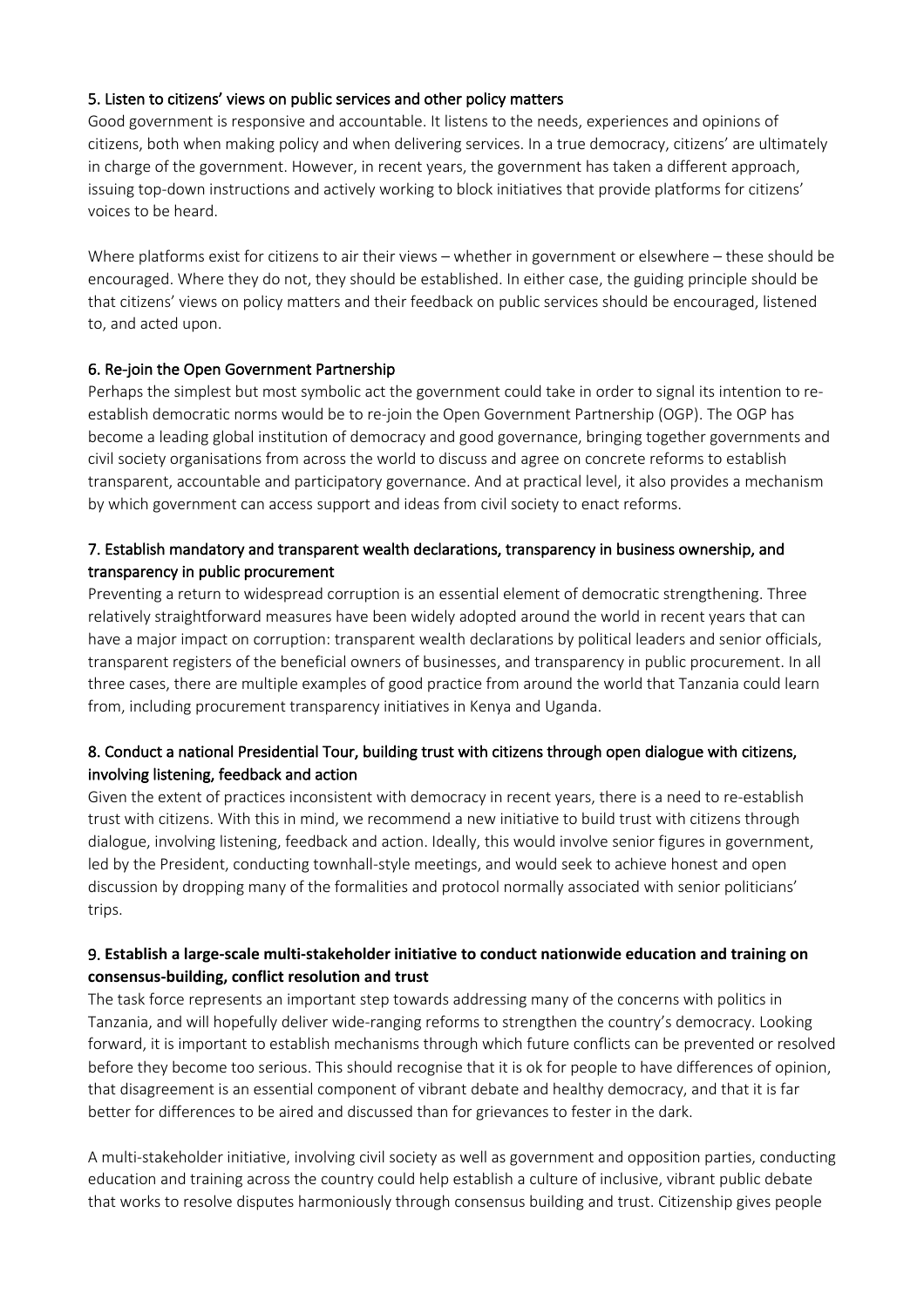### 5. Listen to citizens' views on public services and other policy matters

Good government is responsive and accountable. It listens to the needs, experiences and opinions of citizens, both when making policy and when delivering services. In a true democracy, citizens' are ultimately in charge of the government. However, in recent years, the government has taken a different approach, issuing top-down instructions and actively working to block initiatives that provide platforms for citizens' voices to be heard.

Where platforms exist for citizens to air their views – whether in government or elsewhere – these should be encouraged. Where they do not, they should be established. In either case, the guiding principle should be that citizens' views on policy matters and their feedback on public services should be encouraged, listened to, and acted upon.

### 6. Re-join the Open Government Partnership

Perhaps the simplest but most symbolic act the government could take in order to signal its intention to re-establish democratic norms would be to re-join the Open Government Partnership (OGP). The OGP has become a leading global institution of democracy and good governance, bringing together governments and civil society organisations from across the world to discuss and agree on concrete reforms to establish transparent, accountable and participatory governance. And at practical level, it also provides a mechanism by which government can access support and ideas from civil society to enact reforms.

### 7. Establish mandatory and transparent wealth declarations, transparency in business ownership, and transparency in public procurement

Preventing a return to widespread corruption is an essential element of democratic strengthening. Three relatively straightforward measures have been widely adopted around the world in recent years that can have a major impact on corruption: transparent wealth declarations by political leaders and senior officials, transparent registers of the beneficial owners of businesses, and transparency in public procurement. In all three cases, there are multiple examples of good practice from around the world that Tanzania could learn from, including procurement transparency initiatives in Kenya and Uganda.

### 8. Conduct a national Presidential Tour, building trust with citizens through open dialogue with citizens, involving listening, feedback and action

Given the extent of practices inconsistent with democracy in recent years, there is a need to re-establish trust with citizens. With this in mind, we recommend a new initiative to build trust with citizens through dialogue, involving listening, feedback and action. Ideally, this would involve senior figures in government, led by the President, conducting townhall-style meetings, and would seek to achieve honest and open discussion by dropping many of the formalities and protocol normally associated with senior politicians' trips.

### 9. Establish a large-scale multi-stakeholder initiative to conduct nationwide education and training on consensus-building, conflict resolution and trust

The task force represents an important step towards addressing many of the concerns with politics in Tanzania, and will hopefully deliver wide-ranging reforms to strengthen the country's democracy. Looking forward, it is important to establish mechanisms through which future conflicts can be prevented or resolved before they become too serious. This should recognise that it is ok for people to have differences of opinion, that disagreement is an essential component of vibrant debate and healthy democracy, and that it is far better for differences to be aired and discussed than for grievances to fester in the dark.

A multi-stakeholder initiative, involving civil society as well as government and opposition parties, conducting education and training across the country could help establish a culture of inclusive, vibrant public debate that works to resolve disputes harmoniously through consensus building and trust. Citizenship gives people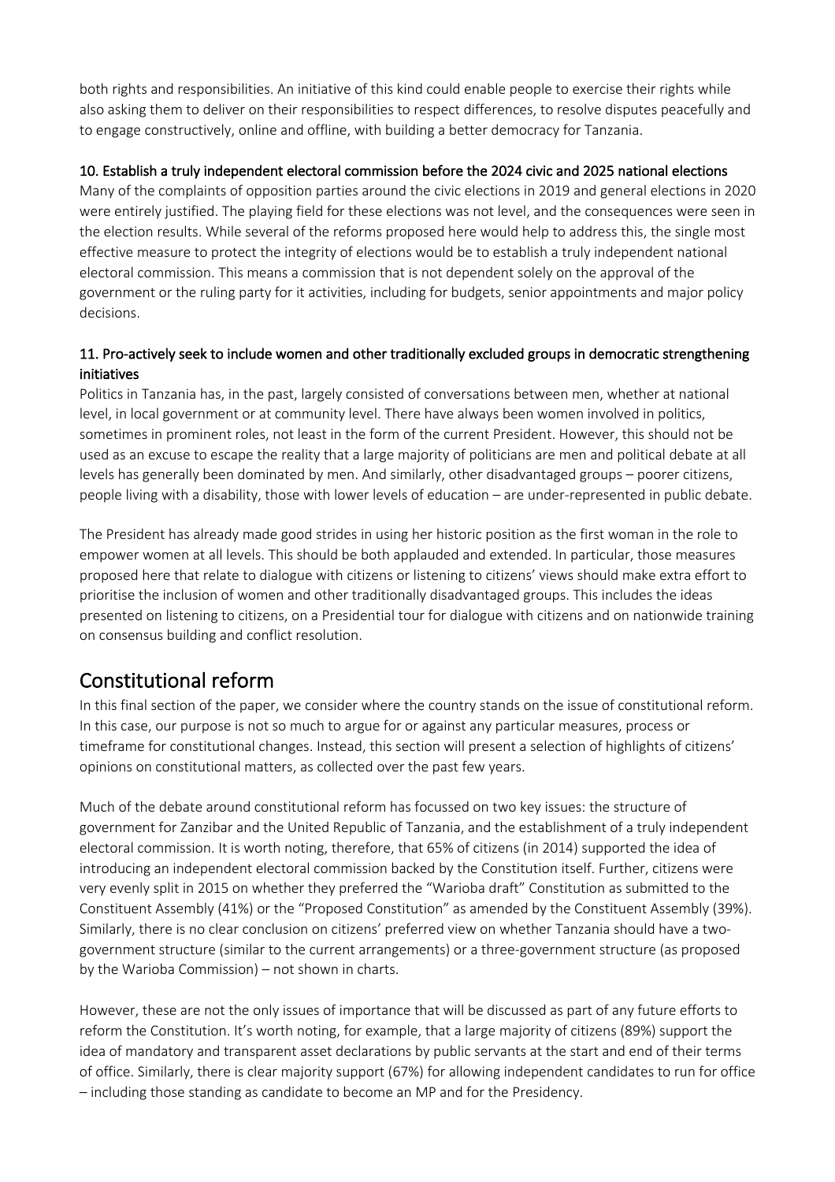both rights and responsibilities. An initiative of this kind could enable people to exercise their rights while also asking them to deliver on their responsibilities to respect differences, to resolve disputes peacefully and to engage constructively, online and offline, with building a better democracy for Tanzania.

### 10. Establish a truly independent electoral commission before the 2024 civic and 2025 national elections

Many of the complaints of opposition parties around the civic elections in 2019 and general elections in 2020 were entirely justified. The playing field for these elections was not level, and the consequences were seen in the election results. While several of the reforms proposed here would help to address this, the single most effective measure to protect the integrity of elections would be to establish a truly independent national electoral commission. This means a commission that is not dependent solely on the approval of the government or the ruling party for it activities, including for budgets, senior appointments and major policy decisions.

### 11. Pro-actively seek to include women and other traditionally excluded groups in democratic strengthening initiatives

Politics in Tanzania has, in the past, largely consisted of conversations between men, whether at national level, in local government or at community level. There have always been women involved in politics, sometimes in prominent roles, not least in the form of the current President. However, this should not be used as an excuse to escape the reality that a large majority of politicians are men and political debate at all levels has generally been dominated by men. And similarly, other disadvantaged groups – poorer citizens, people living with a disability, those with lower levels of education – are under-represented in public debate.

The President has already made good strides in using her historic position as the first woman in the role to empower women at all levels. This should be both applauded and extended. In particular, those measures proposed here that relate to dialogue with citizens or listening to citizens' views should make extra effort to prioritise the inclusion of women and other traditionally disadvantaged groups. This includes the ideas presented on listening to citizens, on a Presidential tour for dialogue with citizens and on nationwide training on consensus building and conflict resolution.

## Constitutional reform

In this final section of the paper, we consider where the country stands on the issue of constitutional reform. In this case, our purpose is not so much to argue for or against any particular measures, process or timeframe for constitutional changes. Instead, this section will present a selection of highlights of citizens' opinions on constitutional matters, as collected over the past few years.

Much of the debate around constitutional reform has focussed on two key issues: the structure of government for Zanzibar and the United Republic of Tanzania, and the establishment of a truly independent electoral commission. It is worth noting, therefore, that 65% of citizens (in 2014) supported the idea of introducing an independent electoral commission backed by the Constitution itself. Further, citizens were very evenly split in 2015 on whether they preferred the "Warioba draft" Constitution as submitted to the Constituent Assembly (41%) or the "Proposed Constitution" as amended by the Constituent Assembly (39%). Similarly, there is no clear conclusion on citizens' preferred view on whether Tanzania should have a two-government structure (similar to the current arrangements) or a three-government structure (as proposed by the Warioba Commission) – not shown in charts.

However, these are not the only issues of importance that will be discussed as part of any future efforts to reform the Constitution. It's worth noting, for example, that a large majority of citizens (89%) support the idea of mandatory and transparent asset declarations by public servants at the start and end of their terms of office. Similarly, there is clear majority support (67%) for allowing independent candidates to run for office – including those standing as candidate to become an MP and for the Presidency.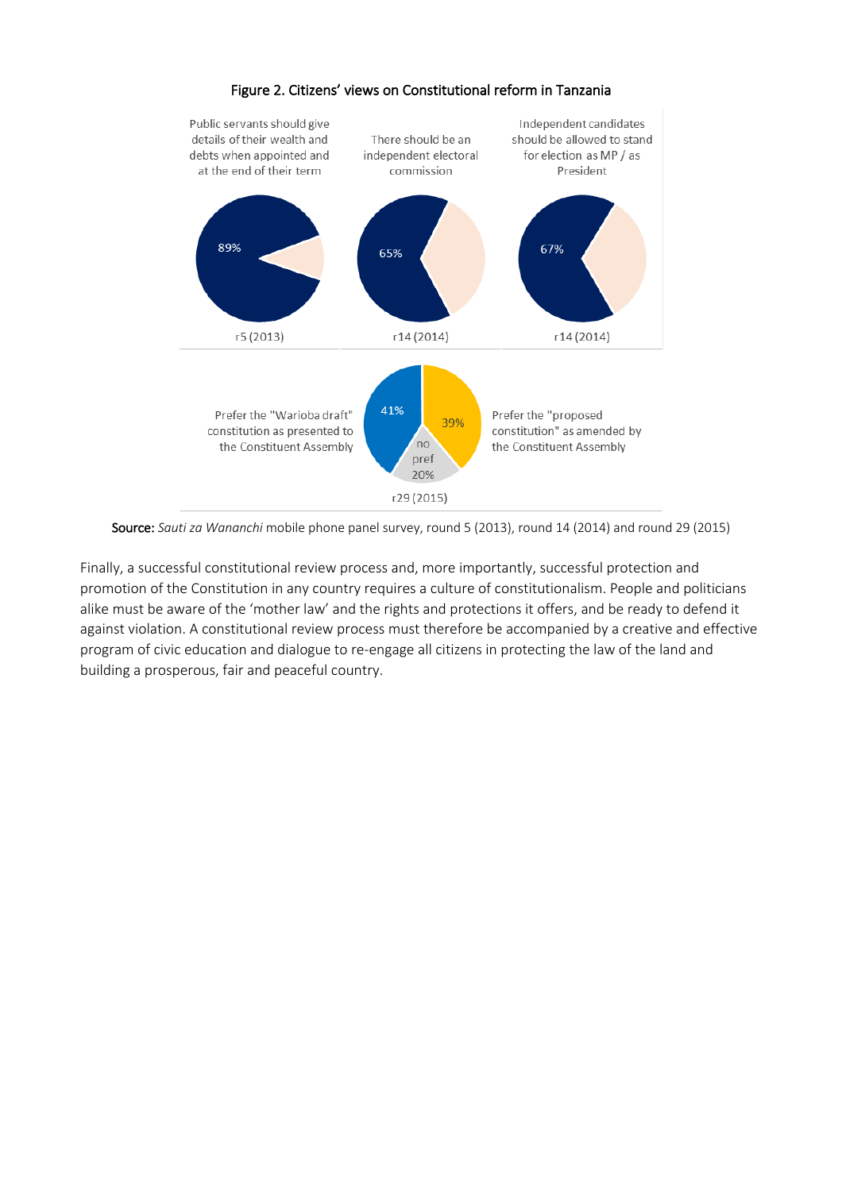Figure 2. Citizens' views on Constitutional reform in Tanzania

Public servants should give details of their wealth and debts when appointed and at the end of their term

89%

r5 (2013)

There should be an independent electoral commission

65%

r14 (2014)

Independent candidates should be allowed to stand for election as MP / as President

67%

r14 (2014)

Prefer the "Warioba draft" constitution as presented to the Constituent Assembly

41%

39%

no pref 20%

Prefer the "proposed constitution" as amended by the Constituent Assembly

r29 (2015)

**Source:** *Sauti za Wananchi* mobile phone panel survey, round 5 (2013), round 14 (2014) and round 29 (2015)

Finally, a successful constitutional review process and, more importantly, successful protection and promotion of the Constitution in any country requires a culture of constitutionalism. People and politicians alike must be aware of the 'mother law' and the rights and protections it offers, and be ready to defend it against violation. A constitutional review process must therefore be accompanied by a creative and effective program of civic education and dialogue to re-engage all citizens in protecting the law of the land and building a prosperous, fair and peaceful country.